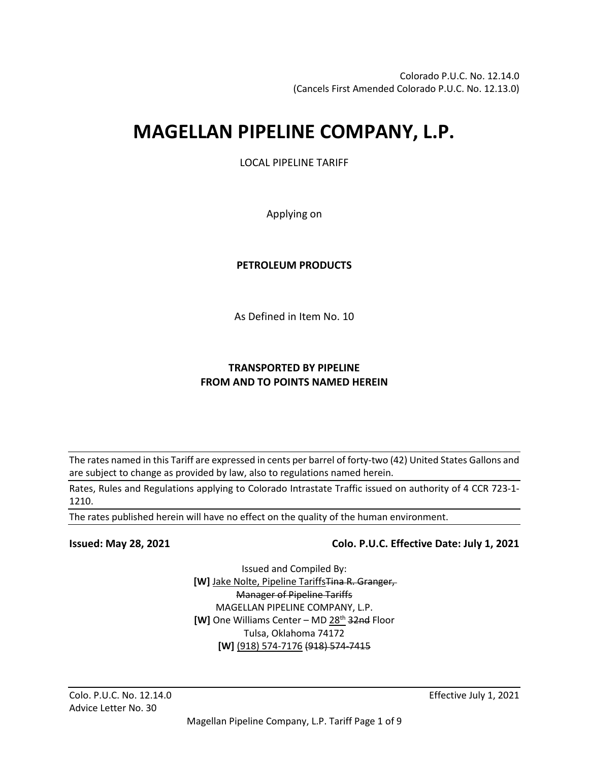Colorado P.U.C. No. 12.14.0
(Cancels First Amended Colorado P.U.C. No. 12.13.0)

# MAGELLAN PIPELINE COMPANY, L.P.

LOCAL PIPELINE TARIFF

Applying on

**PETROLEUM PRODUCTS**

As Defined in Item No. 10

**TRANSPORTED BY PIPELINE**
**FROM AND TO POINTS NAMED HEREIN**

---

The rates named in this Tariff are expressed in cents per barrel of forty-two (42) United States Gallons and are subject to change as provided by law, also to regulations named herein.

---

Rates, Rules and Regulations applying to Colorado Intrastate Traffic issued on authority of 4 CCR 723-1-1210.

---

The rates published herein will have no effect on the quality of the human environment.

---

**Issued: May 28, 2021** **Colo. P.U.C. Effective Date: July 1, 2021**

Issued and Compiled By:
**[W]** Jake Nolte, Pipeline Tariffs ~~Tina R. Granger, Manager of Pipeline Tariffs~~
MAGELLAN PIPELINE COMPANY, L.P.
**[W]** One Williams Center – MD 28th ~~32nd~~ Floor
Tulsa, Oklahoma 74172
**[W]** (918) 574-7176 ~~(918) 574-7415~~

Colo. P.U.C. No. 12.14.0
Advice Letter No. 30
Effective July 1, 2021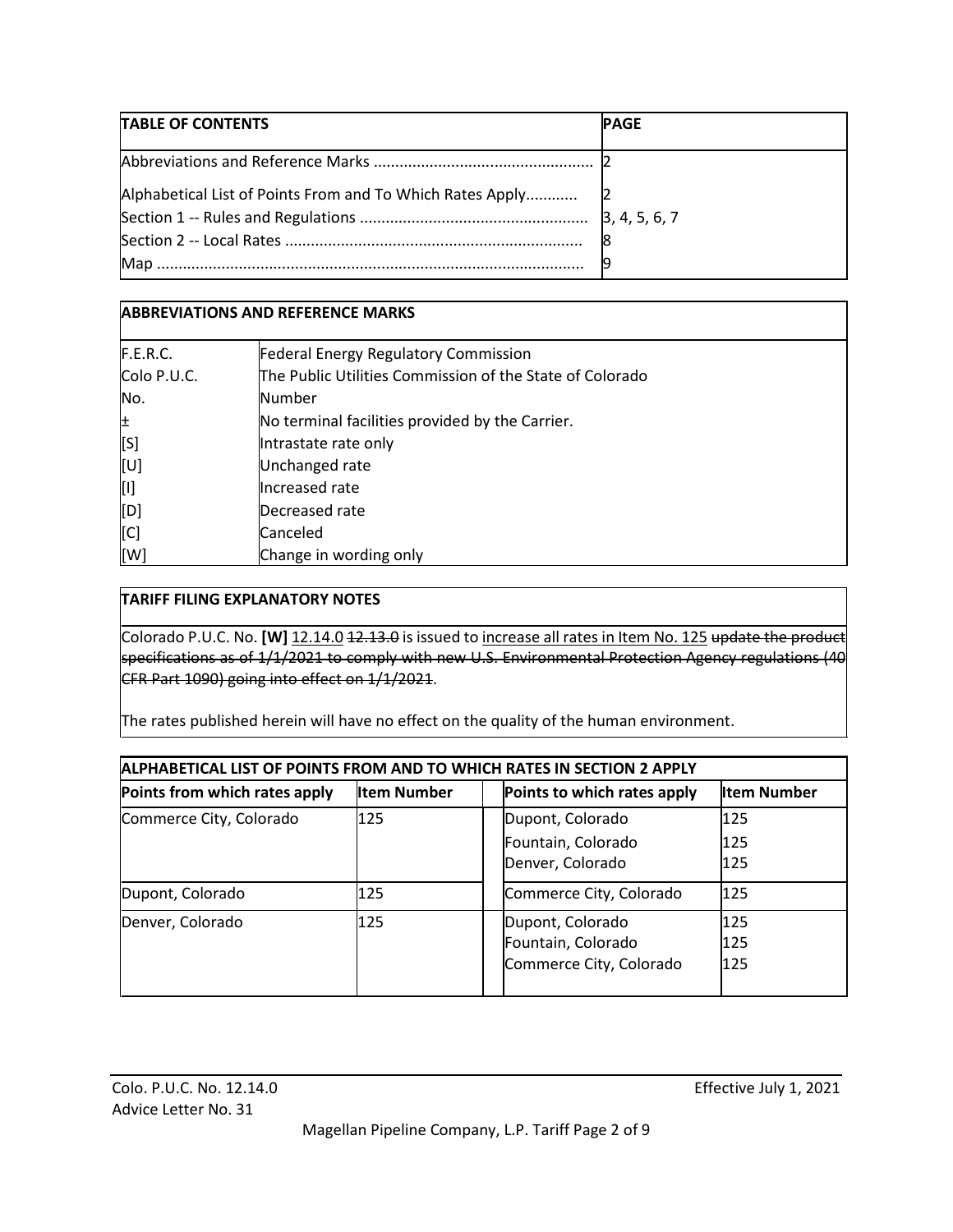| TABLE OF CONTENTS | PAGE |
|---|---|
| Abbreviations and Reference Marks .................................................. | 2 |
| Alphabetical List of Points From and To Which Rates Apply............ | 2 |
| Section 1 -- Rules and Regulations .................................................... | 3, 4, 5, 6, 7 |
| Section 2 -- Local Rates .................................................................... | 8 |
| Map .................................................................................................. | 9 |

| ABBREVIATIONS AND REFERENCE MARKS | |
|---|---|
| F.E.R.C. | Federal Energy Regulatory Commission |
| Colo P.U.C. | The Public Utilities Commission of the State of Colorado |
| No. | Number |
| ± | No terminal facilities provided by the Carrier. |
| [S] | Intrastate rate only |
| [U] | Unchanged rate |
| [I] | Increased rate |
| [D] | Decreased rate |
| [C] | Canceled |
| [W] | Change in wording only |

**TARIFF FILING EXPLANATORY NOTES**

Colorado P.U.C. No. **[W]** <u>12.14.0</u> ~~12.13.0~~ is issued to <u>increase all rates in Item No. 125</u> ~~update the product specifications as of 1/1/2021 to comply with new U.S. Environmental Protection Agency regulations (40 CFR Part 1090) going into effect on 1/1/2021~~.

The rates published herein will have no effect on the quality of the human environment.

| ALPHABETICAL LIST OF POINTS FROM AND TO WHICH RATES IN SECTION 2 APPLY | | | |
|---|---|---|---|
| **Points from which rates apply** | **Item Number** | **Points to which rates apply** | **Item Number** |
| Commerce City, Colorado | 125 | Dupont, Colorado<br>Fountain, Colorado<br>Denver, Colorado | 125<br>125<br>125 |
| Dupont, Colorado | 125 | Commerce City, Colorado | 125 |
| Denver, Colorado | 125 | Dupont, Colorado<br>Fountain, Colorado<br>Commerce City, Colorado | 125<br>125<br>125 |

Colo. P.U.C. No. 12.14.0 Effective July 1, 2021
Advice Letter No. 31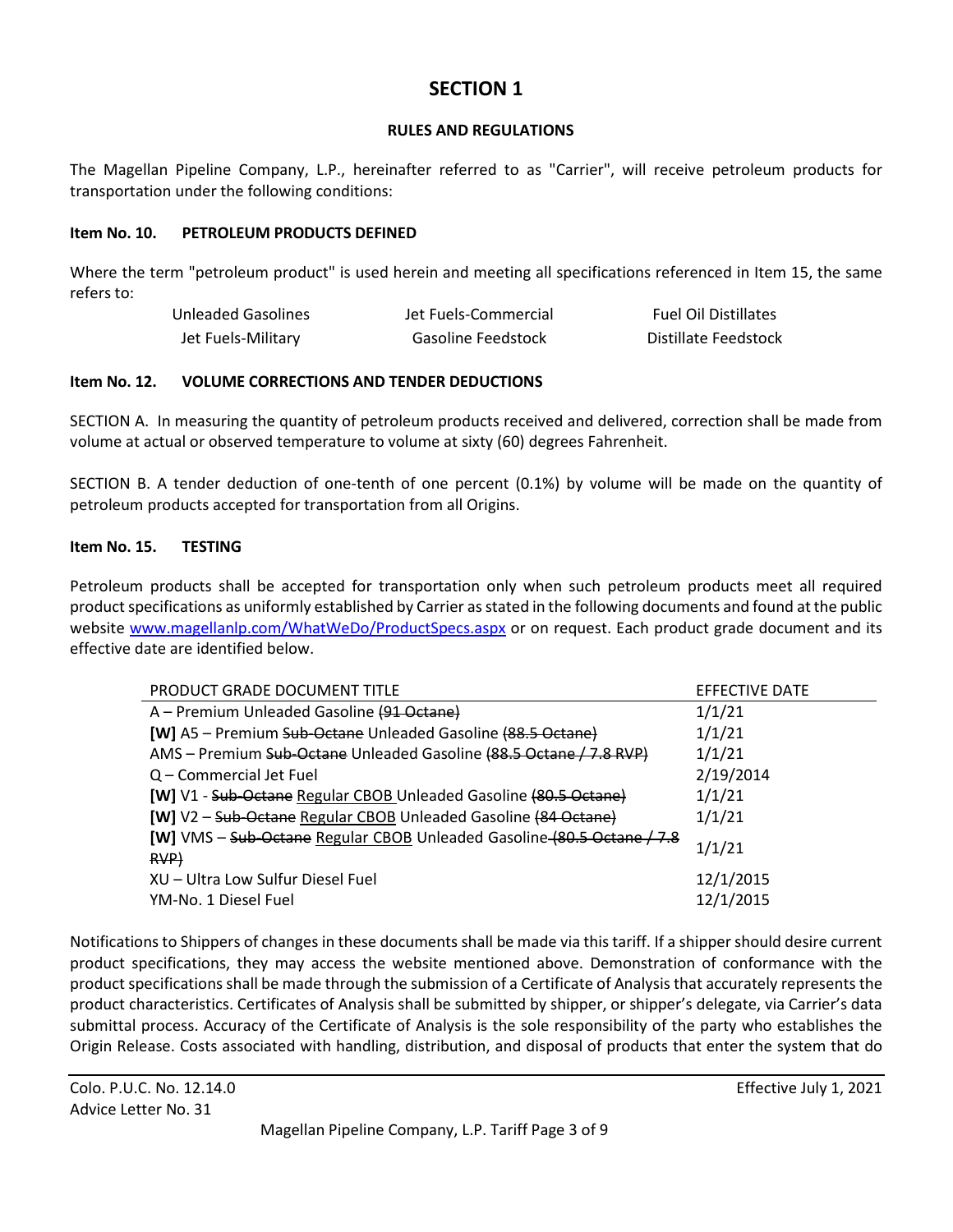# SECTION 1

## RULES AND REGULATIONS

The Magellan Pipeline Company, L.P., hereinafter referred to as "Carrier", will receive petroleum products for transportation under the following conditions:

### Item No. 10. PETROLEUM PRODUCTS DEFINED

Where the term "petroleum product" is used herein and meeting all specifications referenced in Item 15, the same refers to:

| | | |
|---|---|---|
| Unleaded Gasolines | Jet Fuels-Commercial | Fuel Oil Distillates |
| Jet Fuels-Military | Gasoline Feedstock | Distillate Feedstock |

### Item No. 12. VOLUME CORRECTIONS AND TENDER DEDUCTIONS

SECTION A. In measuring the quantity of petroleum products received and delivered, correction shall be made from volume at actual or observed temperature to volume at sixty (60) degrees Fahrenheit.

SECTION B. A tender deduction of one-tenth of one percent (0.1%) by volume will be made on the quantity of petroleum products accepted for transportation from all Origins.

### Item No. 15. TESTING

Petroleum products shall be accepted for transportation only when such petroleum products meet all required product specifications as uniformly established by Carrier as stated in the following documents and found at the public website www.magellanlp.com/WhatWeDo/ProductSpecs.aspx or on request. Each product grade document and its effective date are identified below.

| PRODUCT GRADE DOCUMENT TITLE | EFFECTIVE DATE |
|---|---|
| A – Premium Unleaded Gasoline ~~(91 Octane)~~ | 1/1/21 |
| **[W]** A5 – Premium ~~Sub-Octane~~ Unleaded Gasoline ~~(88.5 Octane)~~ | 1/1/21 |
| AMS – Premium ~~Sub-Octane~~ Unleaded Gasoline ~~(88.5 Octane / 7.8 RVP)~~ | 1/1/21 |
| Q – Commercial Jet Fuel | 2/19/2014 |
| **[W]** V1 - ~~Sub-Octane~~ Regular CBOB Unleaded Gasoline ~~(80.5 Octane)~~ | 1/1/21 |
| **[W]** V2 – ~~Sub-Octane~~ Regular CBOB Unleaded Gasoline ~~(84 Octane)~~ | 1/1/21 |
| **[W]** VMS – ~~Sub-Octane~~ Regular CBOB Unleaded Gasoline ~~(80.5 Octane / 7.8 RVP)~~ | 1/1/21 |
| XU – Ultra Low Sulfur Diesel Fuel | 12/1/2015 |
| YM-No. 1 Diesel Fuel | 12/1/2015 |

Notifications to Shippers of changes in these documents shall be made via this tariff. If a shipper should desire current product specifications, they may access the website mentioned above. Demonstration of conformance with the product specifications shall be made through the submission of a Certificate of Analysis that accurately represents the product characteristics. Certificates of Analysis shall be submitted by shipper, or shipper's delegate, via Carrier's data submittal process. Accuracy of the Certificate of Analysis is the sole responsibility of the party who establishes the Origin Release. Costs associated with handling, distribution, and disposal of products that enter the system that do

Colo. P.U.C. No. 12.14.0 | Effective July 1, 2021
Advice Letter No. 31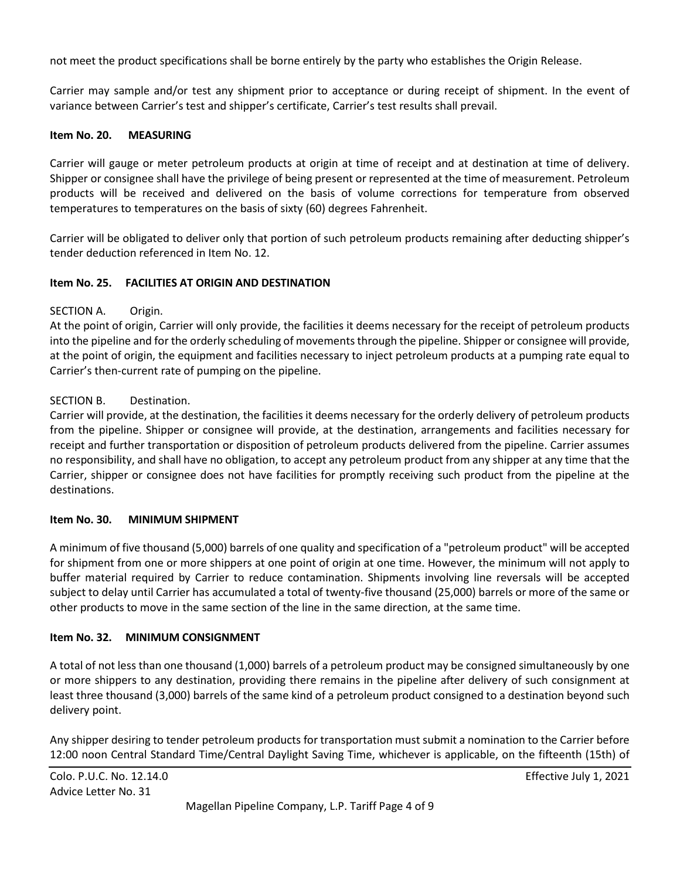not meet the product specifications shall be borne entirely by the party who establishes the Origin Release.

Carrier may sample and/or test any shipment prior to acceptance or during receipt of shipment. In the event of variance between Carrier's test and shipper's certificate, Carrier's test results shall prevail.

**Item No. 20. MEASURING**

Carrier will gauge or meter petroleum products at origin at time of receipt and at destination at time of delivery. Shipper or consignee shall have the privilege of being present or represented at the time of measurement. Petroleum products will be received and delivered on the basis of volume corrections for temperature from observed temperatures to temperatures on the basis of sixty (60) degrees Fahrenheit.

Carrier will be obligated to deliver only that portion of such petroleum products remaining after deducting shipper's tender deduction referenced in Item No. 12.

**Item No. 25. FACILITIES AT ORIGIN AND DESTINATION**

SECTION A. Origin.
At the point of origin, Carrier will only provide, the facilities it deems necessary for the receipt of petroleum products into the pipeline and for the orderly scheduling of movements through the pipeline. Shipper or consignee will provide, at the point of origin, the equipment and facilities necessary to inject petroleum products at a pumping rate equal to Carrier's then-current rate of pumping on the pipeline.

SECTION B. Destination.
Carrier will provide, at the destination, the facilities it deems necessary for the orderly delivery of petroleum products from the pipeline. Shipper or consignee will provide, at the destination, arrangements and facilities necessary for receipt and further transportation or disposition of petroleum products delivered from the pipeline. Carrier assumes no responsibility, and shall have no obligation, to accept any petroleum product from any shipper at any time that the Carrier, shipper or consignee does not have facilities for promptly receiving such product from the pipeline at the destinations.

**Item No. 30. MINIMUM SHIPMENT**

A minimum of five thousand (5,000) barrels of one quality and specification of a "petroleum product" will be accepted for shipment from one or more shippers at one point of origin at one time. However, the minimum will not apply to buffer material required by Carrier to reduce contamination. Shipments involving line reversals will be accepted subject to delay until Carrier has accumulated a total of twenty-five thousand (25,000) barrels or more of the same or other products to move in the same section of the line in the same direction, at the same time.

**Item No. 32. MINIMUM CONSIGNMENT**

A total of not less than one thousand (1,000) barrels of a petroleum product may be consigned simultaneously by one or more shippers to any destination, providing there remains in the pipeline after delivery of such consignment at least three thousand (3,000) barrels of the same kind of a petroleum product consigned to a destination beyond such delivery point.

Any shipper desiring to tender petroleum products for transportation must submit a nomination to the Carrier before 12:00 noon Central Standard Time/Central Daylight Saving Time, whichever is applicable, on the fifteenth (15th) of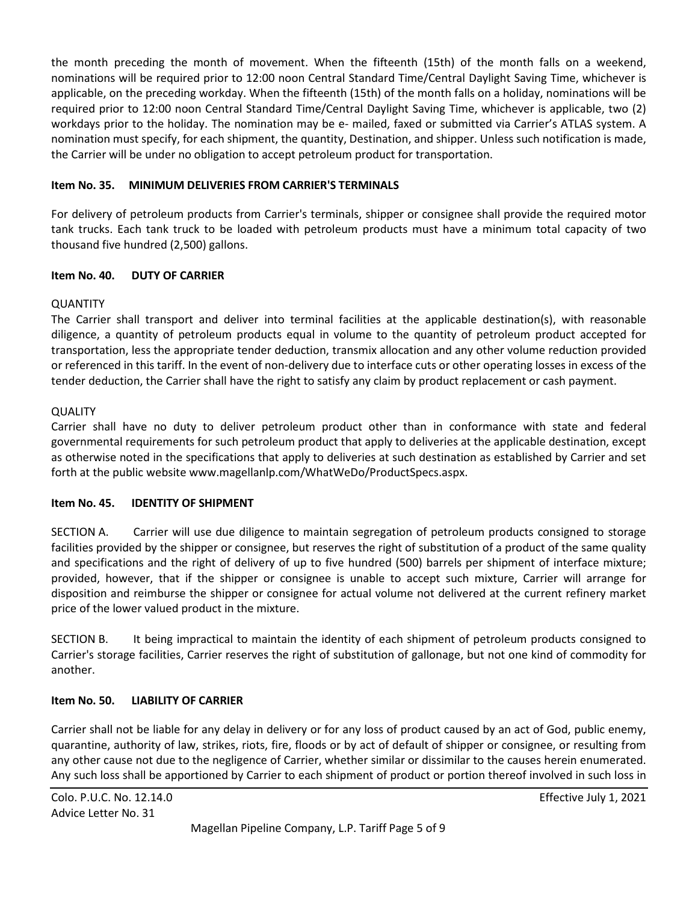the month preceding the month of movement. When the fifteenth (15th) of the month falls on a weekend, nominations will be required prior to 12:00 noon Central Standard Time/Central Daylight Saving Time, whichever is applicable, on the preceding workday. When the fifteenth (15th) of the month falls on a holiday, nominations will be required prior to 12:00 noon Central Standard Time/Central Daylight Saving Time, whichever is applicable, two (2) workdays prior to the holiday. The nomination may be e- mailed, faxed or submitted via Carrier's ATLAS system. A nomination must specify, for each shipment, the quantity, Destination, and shipper. Unless such notification is made, the Carrier will be under no obligation to accept petroleum product for transportation.

**Item No. 35. MINIMUM DELIVERIES FROM CARRIER'S TERMINALS**

For delivery of petroleum products from Carrier's terminals, shipper or consignee shall provide the required motor tank trucks. Each tank truck to be loaded with petroleum products must have a minimum total capacity of two thousand five hundred (2,500) gallons.

**Item No. 40. DUTY OF CARRIER**

QUANTITY

The Carrier shall transport and deliver into terminal facilities at the applicable destination(s), with reasonable diligence, a quantity of petroleum products equal in volume to the quantity of petroleum product accepted for transportation, less the appropriate tender deduction, transmix allocation and any other volume reduction provided or referenced in this tariff. In the event of non-delivery due to interface cuts or other operating losses in excess of the tender deduction, the Carrier shall have the right to satisfy any claim by product replacement or cash payment.

QUALITY

Carrier shall have no duty to deliver petroleum product other than in conformance with state and federal governmental requirements for such petroleum product that apply to deliveries at the applicable destination, except as otherwise noted in the specifications that apply to deliveries at such destination as established by Carrier and set forth at the public website www.magellanlp.com/WhatWeDo/ProductSpecs.aspx.

**Item No. 45. IDENTITY OF SHIPMENT**

SECTION A. Carrier will use due diligence to maintain segregation of petroleum products consigned to storage facilities provided by the shipper or consignee, but reserves the right of substitution of a product of the same quality and specifications and the right of delivery of up to five hundred (500) barrels per shipment of interface mixture; provided, however, that if the shipper or consignee is unable to accept such mixture, Carrier will arrange for disposition and reimburse the shipper or consignee for actual volume not delivered at the current refinery market price of the lower valued product in the mixture.

SECTION B. It being impractical to maintain the identity of each shipment of petroleum products consigned to Carrier's storage facilities, Carrier reserves the right of substitution of gallonage, but not one kind of commodity for another.

**Item No. 50. LIABILITY OF CARRIER**

Carrier shall not be liable for any delay in delivery or for any loss of product caused by an act of God, public enemy, quarantine, authority of law, strikes, riots, fire, floods or by act of default of shipper or consignee, or resulting from any other cause not due to the negligence of Carrier, whether similar or dissimilar to the causes herein enumerated. Any such loss shall be apportioned by Carrier to each shipment of product or portion thereof involved in such loss in

Colo. P.U.C. No. 12.14.0

Advice Letter No. 31

Effective July 1, 2021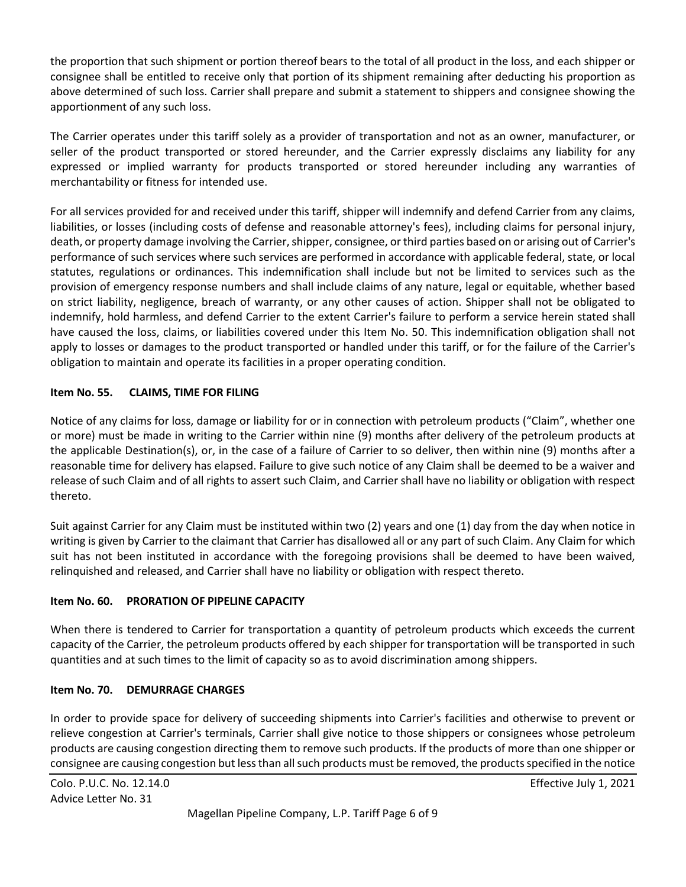the proportion that such shipment or portion thereof bears to the total of all product in the loss, and each shipper or consignee shall be entitled to receive only that portion of its shipment remaining after deducting his proportion as above determined of such loss. Carrier shall prepare and submit a statement to shippers and consignee showing the apportionment of any such loss.

The Carrier operates under this tariff solely as a provider of transportation and not as an owner, manufacturer, or seller of the product transported or stored hereunder, and the Carrier expressly disclaims any liability for any expressed or implied warranty for products transported or stored hereunder including any warranties of merchantability or fitness for intended use.

For all services provided for and received under this tariff, shipper will indemnify and defend Carrier from any claims, liabilities, or losses (including costs of defense and reasonable attorney's fees), including claims for personal injury, death, or property damage involving the Carrier, shipper, consignee, or third parties based on or arising out of Carrier's performance of such services where such services are performed in accordance with applicable federal, state, or local statutes, regulations or ordinances. This indemnification shall include but not be limited to services such as the provision of emergency response numbers and shall include claims of any nature, legal or equitable, whether based on strict liability, negligence, breach of warranty, or any other causes of action. Shipper shall not be obligated to indemnify, hold harmless, and defend Carrier to the extent Carrier's failure to perform a service herein stated shall have caused the loss, claims, or liabilities covered under this Item No. 50. This indemnification obligation shall not apply to losses or damages to the product transported or handled under this tariff, or for the failure of the Carrier's obligation to maintain and operate its facilities in a proper operating condition.

**Item No. 55. CLAIMS, TIME FOR FILING**

Notice of any claims for loss, damage or liability for or in connection with petroleum products ("Claim", whether one or more) must be made in writing to the Carrier within nine (9) months after delivery of the petroleum products at the applicable Destination(s), or, in the case of a failure of Carrier to so deliver, then within nine (9) months after a reasonable time for delivery has elapsed. Failure to give such notice of any Claim shall be deemed to be a waiver and release of such Claim and of all rights to assert such Claim, and Carrier shall have no liability or obligation with respect thereto.

Suit against Carrier for any Claim must be instituted within two (2) years and one (1) day from the day when notice in writing is given by Carrier to the claimant that Carrier has disallowed all or any part of such Claim. Any Claim for which suit has not been instituted in accordance with the foregoing provisions shall be deemed to have been waived, relinquished and released, and Carrier shall have no liability or obligation with respect thereto.

**Item No. 60. PRORATION OF PIPELINE CAPACITY**

When there is tendered to Carrier for transportation a quantity of petroleum products which exceeds the current capacity of the Carrier, the petroleum products offered by each shipper for transportation will be transported in such quantities and at such times to the limit of capacity so as to avoid discrimination among shippers.

**Item No. 70. DEMURRAGE CHARGES**

In order to provide space for delivery of succeeding shipments into Carrier's facilities and otherwise to prevent or relieve congestion at Carrier's terminals, Carrier shall give notice to those shippers or consignees whose petroleum products are causing congestion directing them to remove such products. If the products of more than one shipper or consignee are causing congestion but less than all such products must be removed, the products specified in the notice

Colo. P.U.C. No. 12.14.0 Effective July 1, 2021
Advice Letter No. 31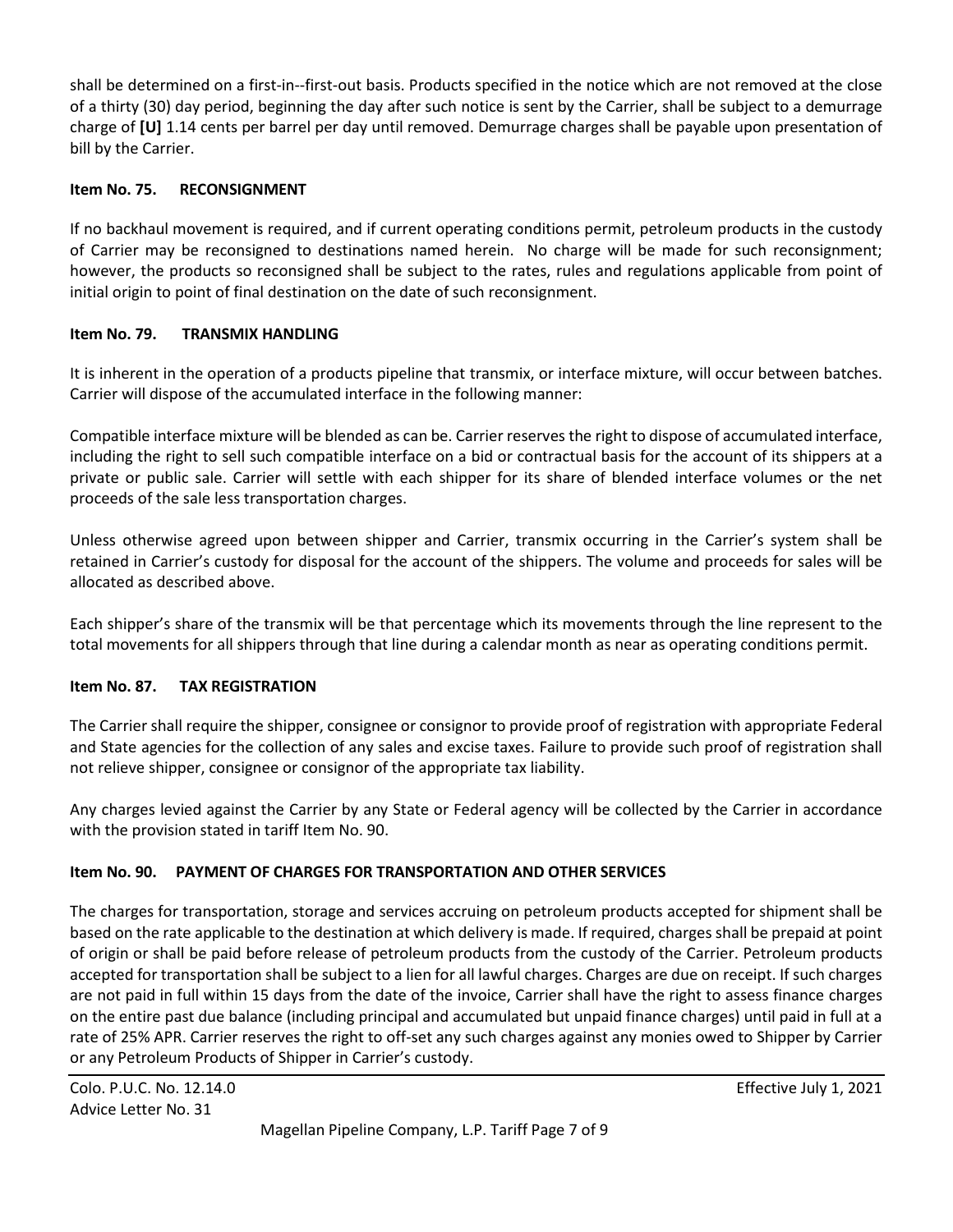shall be determined on a first-in--first-out basis. Products specified in the notice which are not removed at the close of a thirty (30) day period, beginning the day after such notice is sent by the Carrier, shall be subject to a demurrage charge of **[U]** 1.14 cents per barrel per day until removed. Demurrage charges shall be payable upon presentation of bill by the Carrier.

### Item No. 75. RECONSIGNMENT

If no backhaul movement is required, and if current operating conditions permit, petroleum products in the custody of Carrier may be reconsigned to destinations named herein. No charge will be made for such reconsignment; however, the products so reconsigned shall be subject to the rates, rules and regulations applicable from point of initial origin to point of final destination on the date of such reconsignment.

### Item No. 79. TRANSMIX HANDLING

It is inherent in the operation of a products pipeline that transmix, or interface mixture, will occur between batches. Carrier will dispose of the accumulated interface in the following manner:

Compatible interface mixture will be blended as can be. Carrier reserves the right to dispose of accumulated interface, including the right to sell such compatible interface on a bid or contractual basis for the account of its shippers at a private or public sale. Carrier will settle with each shipper for its share of blended interface volumes or the net proceeds of the sale less transportation charges.

Unless otherwise agreed upon between shipper and Carrier, transmix occurring in the Carrier's system shall be retained in Carrier's custody for disposal for the account of the shippers. The volume and proceeds for sales will be allocated as described above.

Each shipper's share of the transmix will be that percentage which its movements through the line represent to the total movements for all shippers through that line during a calendar month as near as operating conditions permit.

### Item No. 87. TAX REGISTRATION

The Carrier shall require the shipper, consignee or consignor to provide proof of registration with appropriate Federal and State agencies for the collection of any sales and excise taxes. Failure to provide such proof of registration shall not relieve shipper, consignee or consignor of the appropriate tax liability.

Any charges levied against the Carrier by any State or Federal agency will be collected by the Carrier in accordance with the provision stated in tariff Item No. 90.

### Item No. 90. PAYMENT OF CHARGES FOR TRANSPORTATION AND OTHER SERVICES

The charges for transportation, storage and services accruing on petroleum products accepted for shipment shall be based on the rate applicable to the destination at which delivery is made. If required, charges shall be prepaid at point of origin or shall be paid before release of petroleum products from the custody of the Carrier. Petroleum products accepted for transportation shall be subject to a lien for all lawful charges. Charges are due on receipt. If such charges are not paid in full within 15 days from the date of the invoice, Carrier shall have the right to assess finance charges on the entire past due balance (including principal and accumulated but unpaid finance charges) until paid in full at a rate of 25% APR. Carrier reserves the right to off-set any such charges against any monies owed to Shipper by Carrier or any Petroleum Products of Shipper in Carrier's custody.

Colo. P.U.C. No. 12.14.0
Advice Letter No. 31

Effective July 1, 2021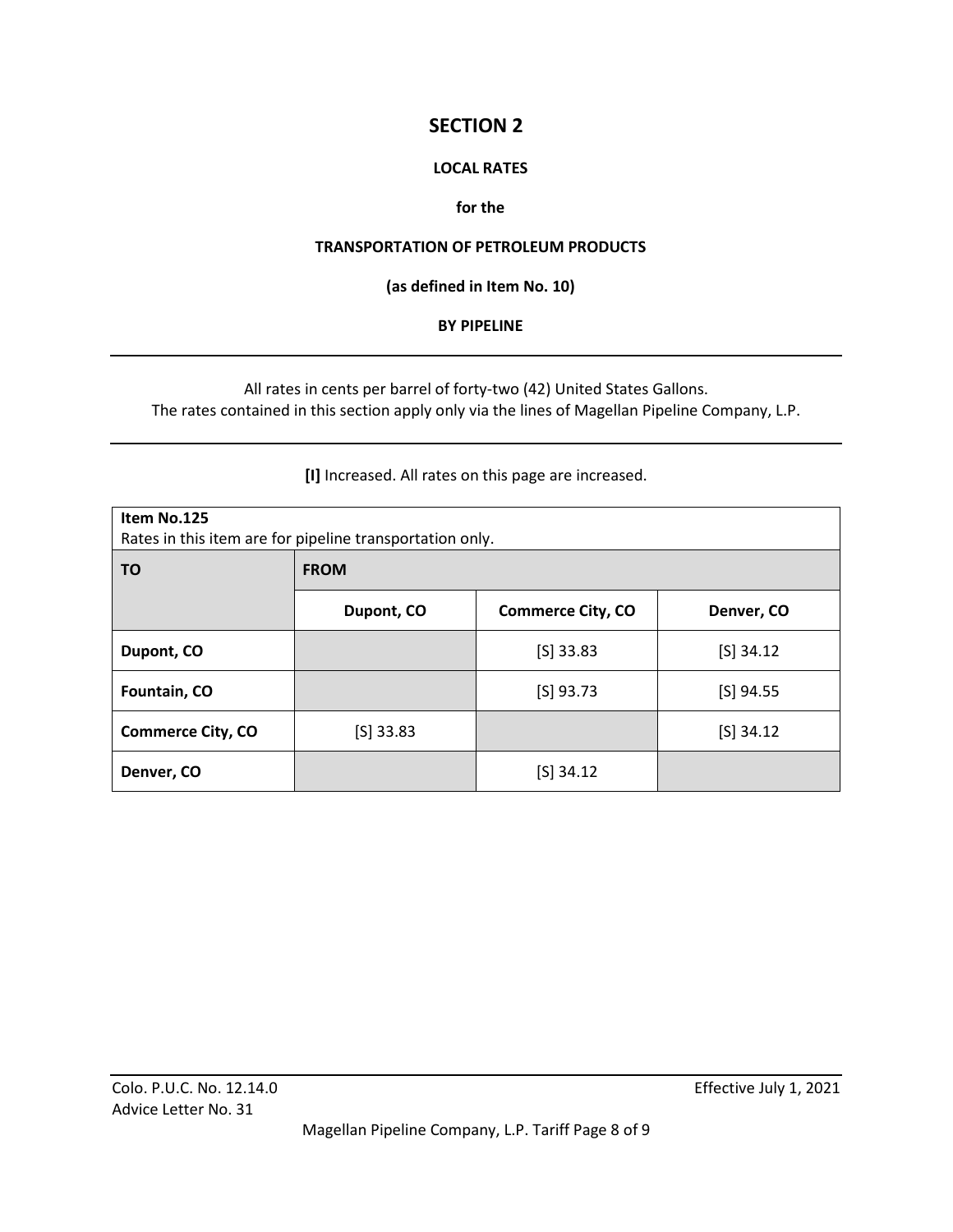# SECTION 2

**LOCAL RATES**

**for the**

**TRANSPORTATION OF PETROLEUM PRODUCTS**

**(as defined in Item No. 10)**

**BY PIPELINE**

---

All rates in cents per barrel of forty-two (42) United States Gallons.
The rates contained in this section apply only via the lines of Magellan Pipeline Company, L.P.

---

**[I]** Increased. All rates on this page are increased.

**Item No.125**
Rates in this item are for pipeline transportation only.

| TO | FROM | | |
|---|---|---|---|
| | **Dupont, CO** | **Commerce City, CO** | **Denver, CO** |
| **Dupont, CO** | | [S] 33.83 | [S] 34.12 |
| **Fountain, CO** | | [S] 93.73 | [S] 94.55 |
| **Commerce City, CO** | [S] 33.83 | | [S] 34.12 |
| **Denver, CO** | | [S] 34.12 | |

Colo. P.U.C. No. 12.14.0
Advice Letter No. 31

Effective July 1, 2021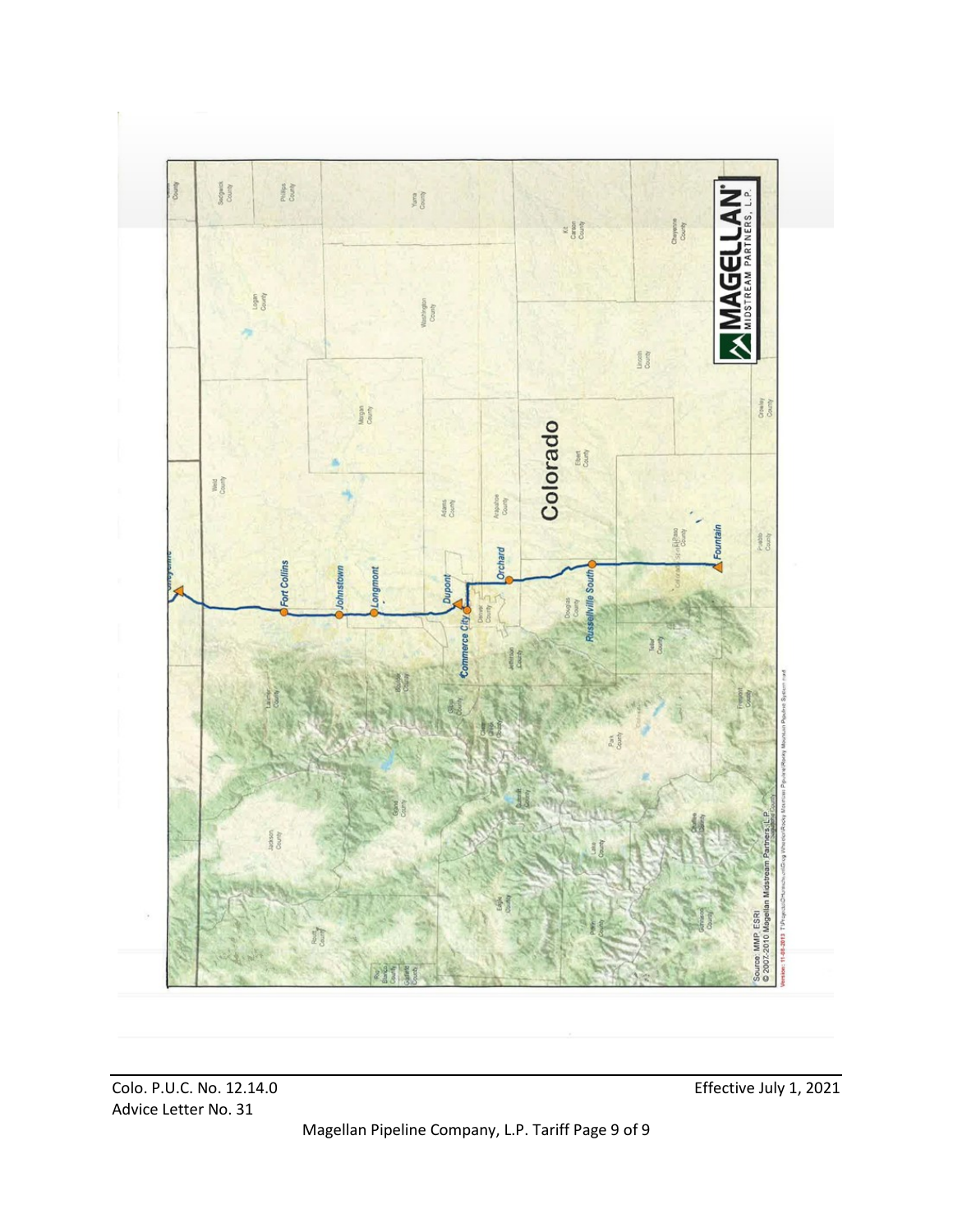Cheyenne

Fort Collins

Johnstown

Longmont

Dupont

Commerce City

Orchard

Russellville South

Fountain

Colorado

MAGELLAN MIDSTREAM PARTNERS, L.P.

Source: MMP, ESRI
© 2007-2010 Magellan Midstream Partners, L.P.

Colo. P.U.C. No. 12.14.0

Advice Letter No. 31

Effective July 1, 2021